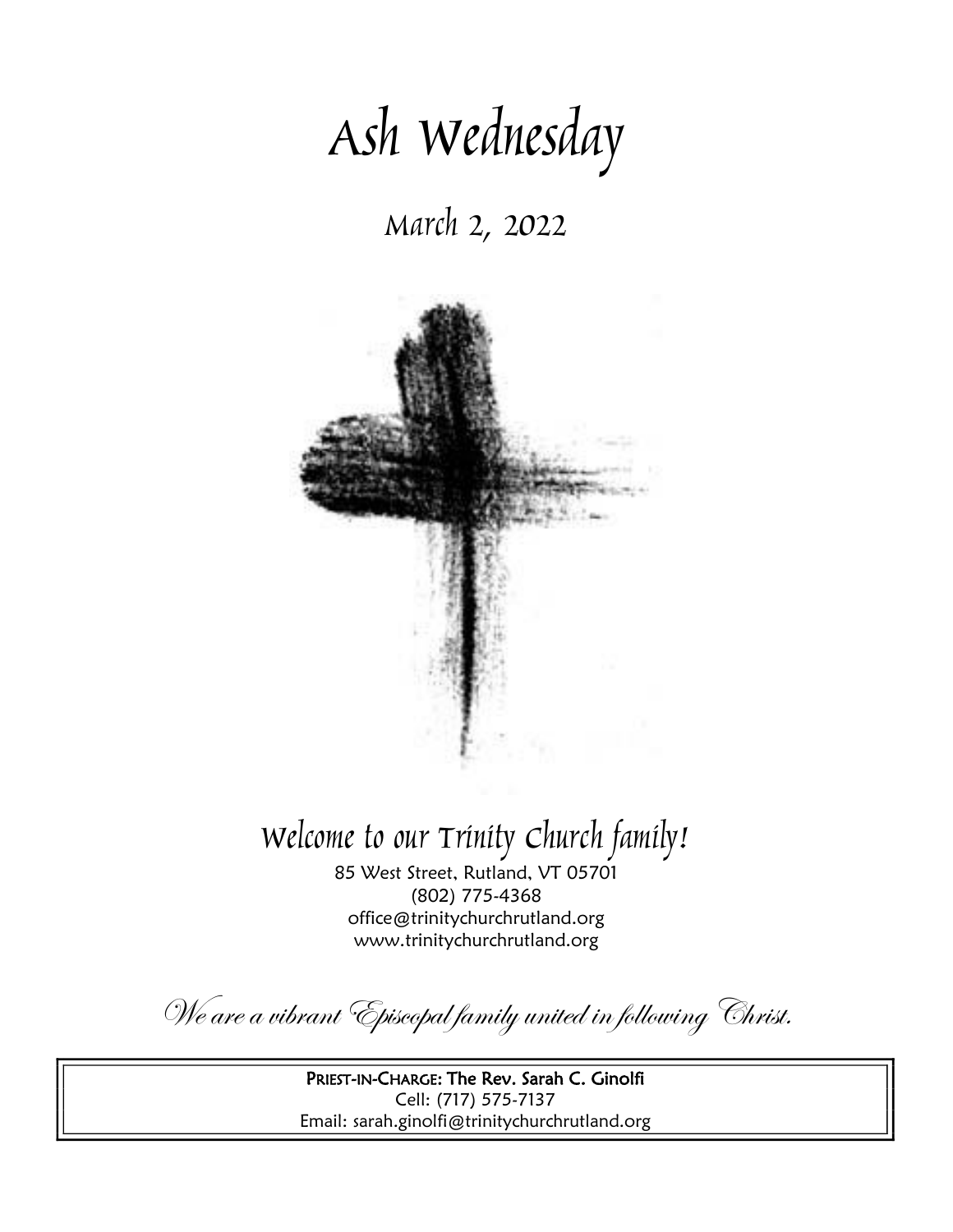# Ash Wednesday

## March 2, 2022

## Welcome to our Trinity Church family!

85 West Street, Rutland, VT 05701
(802) 775-4368
office@trinitychurchrutland.org
www.trinitychurchrutland.org

*We are a vibrant Episcopal family united in following Christ.*

**PRIEST-IN-CHARGE: The Rev. Sarah C. Ginolfi**
Cell: (717) 575-7137
Email: sarah.ginolfi@trinitychurchrutland.org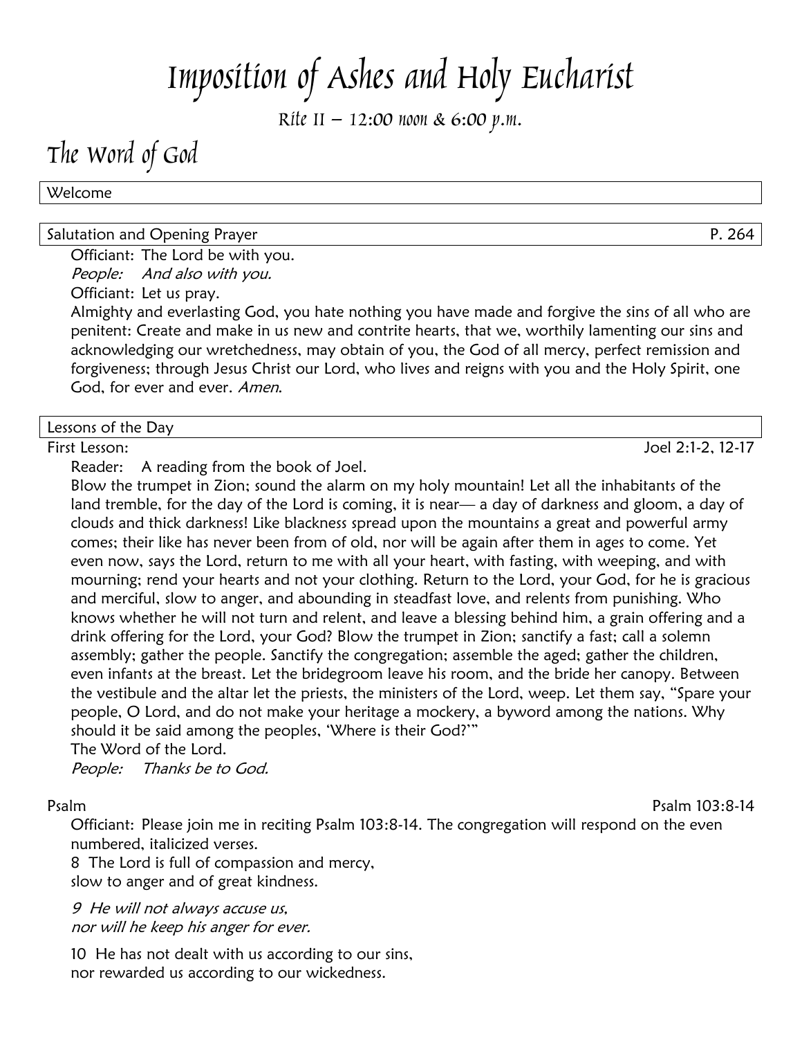# Imposition of Ashes and Holy Eucharist

Rite II – 12:00 noon & 6:00 p.m.

## The Word of God

### Welcome

### Salutation and Opening Prayer — P. 264

Officiant: The Lord be with you.
*People: And also with you.*
Officiant: Let us pray.
Almighty and everlasting God, you hate nothing you have made and forgive the sins of all who are penitent: Create and make in us new and contrite hearts, that we, worthily lamenting our sins and acknowledging our wretchedness, may obtain of you, the God of all mercy, perfect remission and forgiveness; through Jesus Christ our Lord, who lives and reigns with you and the Holy Spirit, one God, for ever and ever. *Amen.*

### Lessons of the Day

First Lesson: Joel 2:1-2, 12-17

Reader: A reading from the book of Joel.
Blow the trumpet in Zion; sound the alarm on my holy mountain! Let all the inhabitants of the land tremble, for the day of the Lord is coming, it is near— a day of darkness and gloom, a day of clouds and thick darkness! Like blackness spread upon the mountains a great and powerful army comes; their like has never been from of old, nor will be again after them in ages to come. Yet even now, says the Lord, return to me with all your heart, with fasting, with weeping, and with mourning; rend your hearts and not your clothing. Return to the Lord, your God, for he is gracious and merciful, slow to anger, and abounding in steadfast love, and relents from punishing. Who knows whether he will not turn and relent, and leave a blessing behind him, a grain offering and a drink offering for the Lord, your God? Blow the trumpet in Zion; sanctify a fast; call a solemn assembly; gather the people. Sanctify the congregation; assemble the aged; gather the children, even infants at the breast. Let the bridegroom leave his room, and the bride her canopy. Between the vestibule and the altar let the priests, the ministers of the Lord, weep. Let them say, "Spare your people, O Lord, and do not make your heritage a mockery, a byword among the nations. Why should it be said among the peoples, 'Where is their God?'"
The Word of the Lord.
*People: Thanks be to God.*

Psalm — Psalm 103:8-14

Officiant: Please join me in reciting Psalm 103:8-14. The congregation will respond on the even numbered, italicized verses.

8 The Lord is full of compassion and mercy,
slow to anger and of great kindness.

*9 He will not always accuse us,*
*nor will he keep his anger for ever.*

10 He has not dealt with us according to our sins,
nor rewarded us according to our wickedness.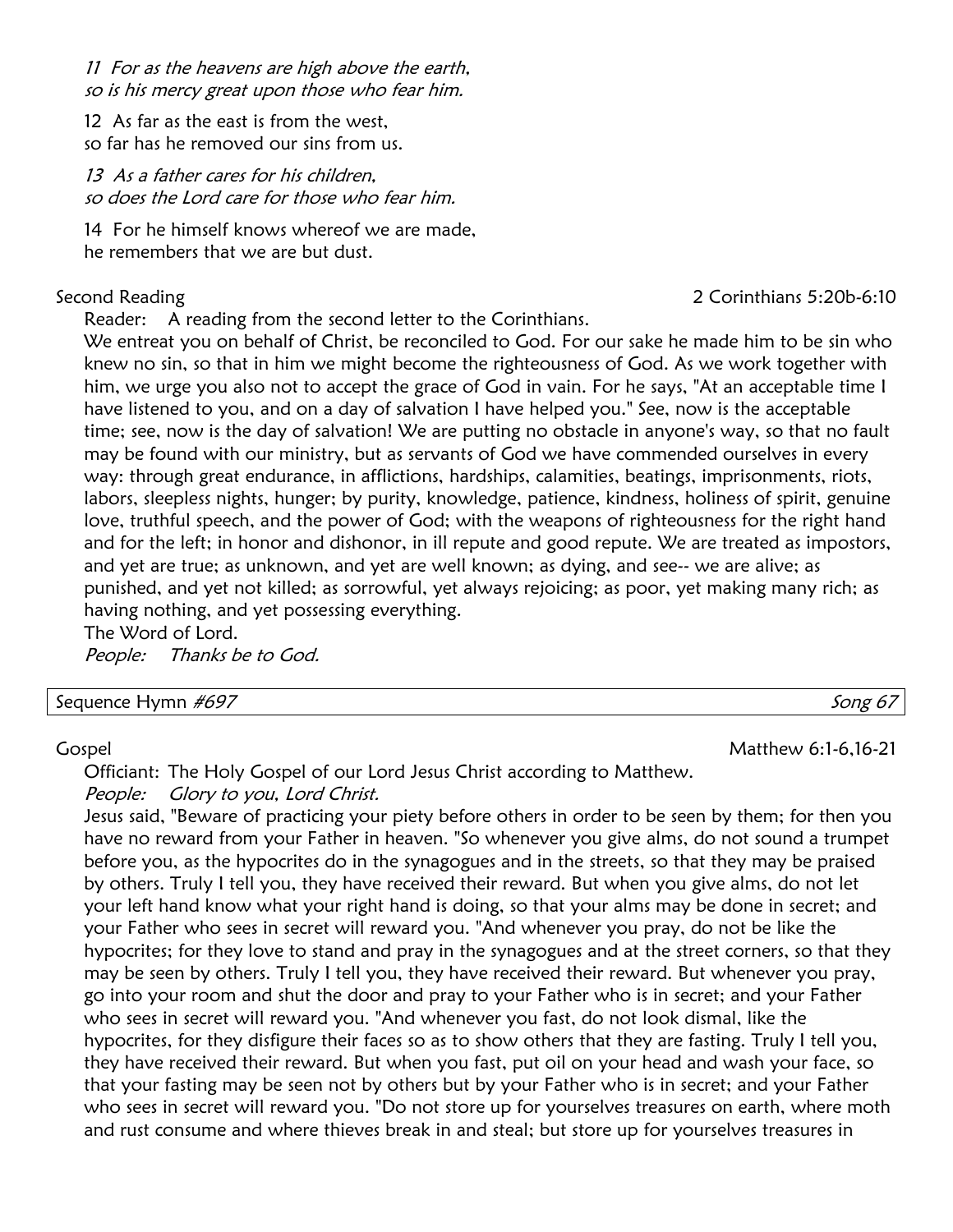*11 For as the heavens are high above the earth,*
*so is his mercy great upon those who fear him.*

12 As far as the east is from the west,
so far has he removed our sins from us.

*13 As a father cares for his children,*
*so does the Lord care for those who fear him.*

14 For he himself knows whereof we are made,
he remembers that we are but dust.

Second Reading — 2 Corinthians 5:20b-6:10

Reader: A reading from the second letter to the Corinthians.

We entreat you on behalf of Christ, be reconciled to God. For our sake he made him to be sin who knew no sin, so that in him we might become the righteousness of God. As we work together with him, we urge you also not to accept the grace of God in vain. For he says, "At an acceptable time I have listened to you, and on a day of salvation I have helped you." See, now is the acceptable time; see, now is the day of salvation! We are putting no obstacle in anyone's way, so that no fault may be found with our ministry, but as servants of God we have commended ourselves in every way: through great endurance, in afflictions, hardships, calamities, beatings, imprisonments, riots, labors, sleepless nights, hunger; by purity, knowledge, patience, kindness, holiness of spirit, genuine love, truthful speech, and the power of God; with the weapons of righteousness for the right hand and for the left; in honor and dishonor, in ill repute and good repute. We are treated as impostors, and yet are true; as unknown, and yet are well known; as dying, and see-- we are alive; as punished, and yet not killed; as sorrowful, yet always rejoicing; as poor, yet making many rich; as having nothing, and yet possessing everything.

The Word of Lord.

*People: Thanks be to God.*

| Sequence Hymn *#697* | *Song 67* |
|---|---|

Gospel — Matthew 6:1-6,16-21

Officiant: The Holy Gospel of our Lord Jesus Christ according to Matthew.

*People: Glory to you, Lord Christ.*

Jesus said, "Beware of practicing your piety before others in order to be seen by them; for then you have no reward from your Father in heaven. "So whenever you give alms, do not sound a trumpet before you, as the hypocrites do in the synagogues and in the streets, so that they may be praised by others. Truly I tell you, they have received their reward. But when you give alms, do not let your left hand know what your right hand is doing, so that your alms may be done in secret; and your Father who sees in secret will reward you. "And whenever you pray, do not be like the hypocrites; for they love to stand and pray in the synagogues and at the street corners, so that they may be seen by others. Truly I tell you, they have received their reward. But whenever you pray, go into your room and shut the door and pray to your Father who is in secret; and your Father who sees in secret will reward you. "And whenever you fast, do not look dismal, like the hypocrites, for they disfigure their faces so as to show others that they are fasting. Truly I tell you, they have received their reward. But when you fast, put oil on your head and wash your face, so that your fasting may be seen not by others but by your Father who is in secret; and your Father who sees in secret will reward you. "Do not store up for yourselves treasures on earth, where moth and rust consume and where thieves break in and steal; but store up for yourselves treasures in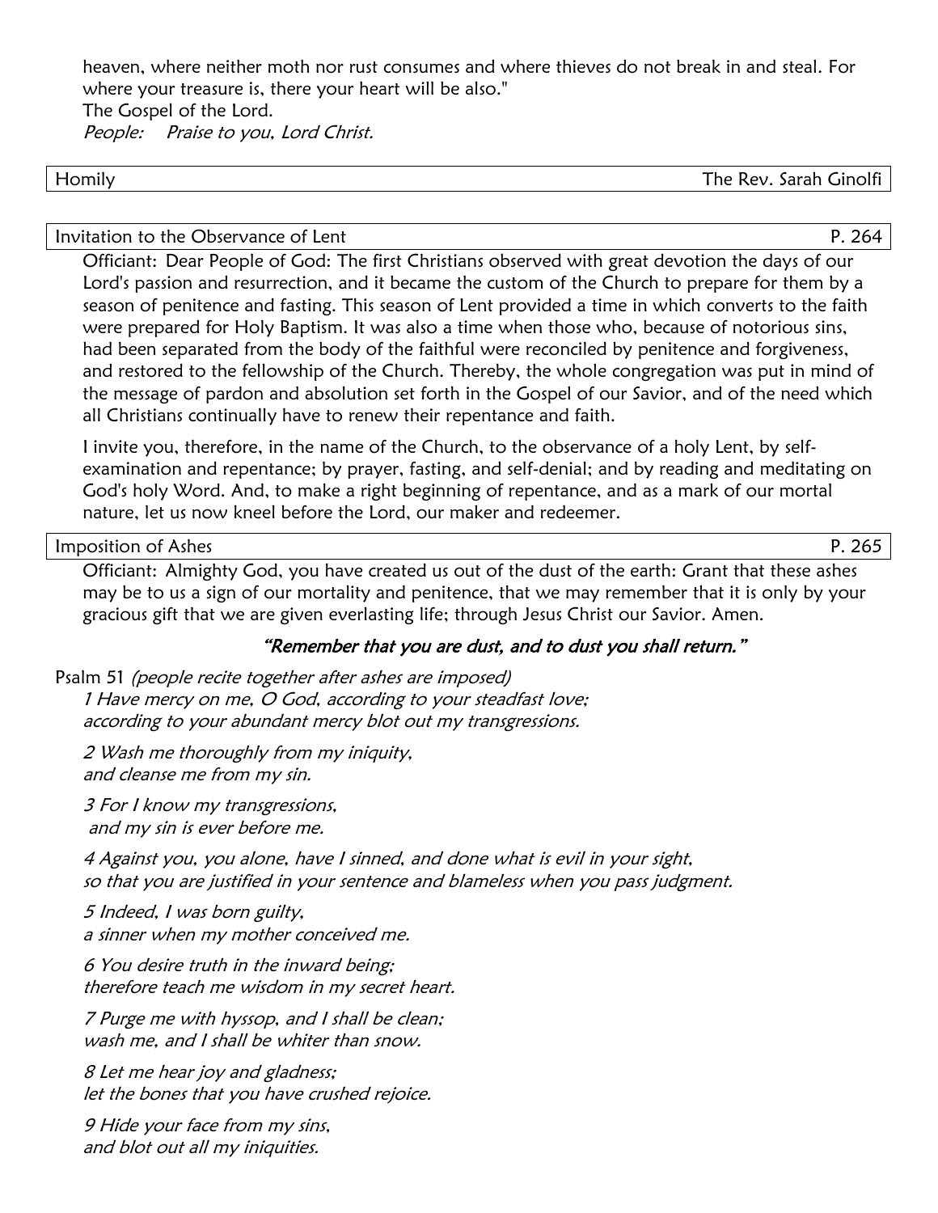heaven, where neither moth nor rust consumes and where thieves do not break in and steal. For where your treasure is, there your heart will be also."
The Gospel of the Lord.
*People:* *Praise to you, Lord Christ.*

**Homily** — The Rev. Sarah Ginolfi

**Invitation to the Observance of Lent** — P. 264

Officiant: Dear People of God: The first Christians observed with great devotion the days of our Lord's passion and resurrection, and it became the custom of the Church to prepare for them by a season of penitence and fasting. This season of Lent provided a time in which converts to the faith were prepared for Holy Baptism. It was also a time when those who, because of notorious sins, had been separated from the body of the faithful were reconciled by penitence and forgiveness, and restored to the fellowship of the Church. Thereby, the whole congregation was put in mind of the message of pardon and absolution set forth in the Gospel of our Savior, and of the need which all Christians continually have to renew their repentance and faith.

I invite you, therefore, in the name of the Church, to the observance of a holy Lent, by self-examination and repentance; by prayer, fasting, and self-denial; and by reading and meditating on God's holy Word. And, to make a right beginning of repentance, and as a mark of our mortal nature, let us now kneel before the Lord, our maker and redeemer.

**Imposition of Ashes** — P. 265

Officiant: Almighty God, you have created us out of the dust of the earth: Grant that these ashes may be to us a sign of our mortality and penitence, that we may remember that it is only by your gracious gift that we are given everlasting life; through Jesus Christ our Savior. Amen.

*"Remember that you are dust, and to dust you shall return."*

Psalm 51 *(people recite together after ashes are imposed)*

*1 Have mercy on me, O God, according to your steadfast love;*
*according to your abundant mercy blot out my transgressions.*

*2 Wash me thoroughly from my iniquity,*
*and cleanse me from my sin.*

*3 For I know my transgressions,*
*and my sin is ever before me.*

*4 Against you, you alone, have I sinned, and done what is evil in your sight,*
*so that you are justified in your sentence and blameless when you pass judgment.*

*5 Indeed, I was born guilty,*
*a sinner when my mother conceived me.*

*6 You desire truth in the inward being;*
*therefore teach me wisdom in my secret heart.*

*7 Purge me with hyssop, and I shall be clean;*
*wash me, and I shall be whiter than snow.*

*8 Let me hear joy and gladness;*
*let the bones that you have crushed rejoice.*

*9 Hide your face from my sins,*
*and blot out all my iniquities.*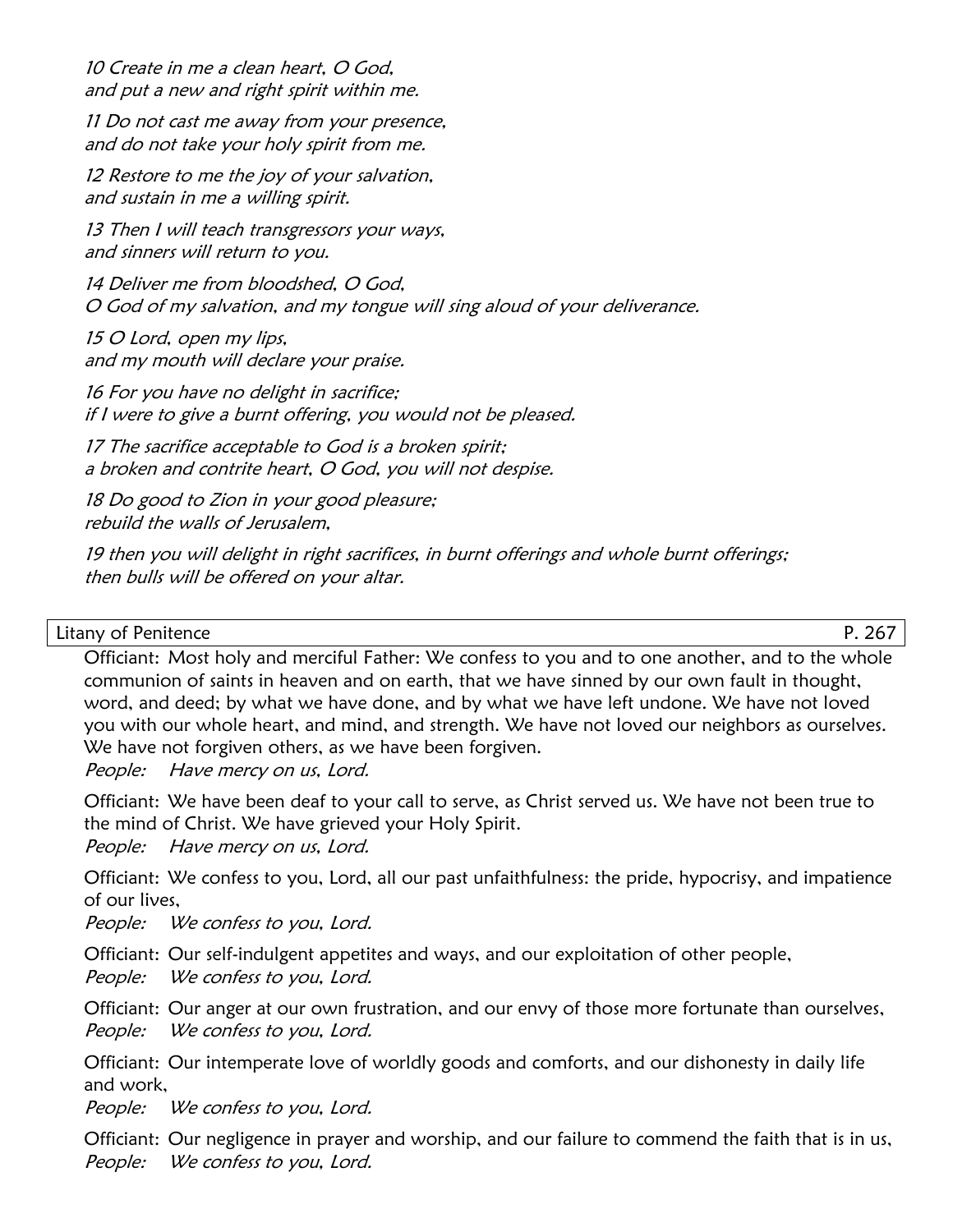*10 Create in me a clean heart, O God,*
*and put a new and right spirit within me.*

*11 Do not cast me away from your presence,*
*and do not take your holy spirit from me.*

*12 Restore to me the joy of your salvation,*
*and sustain in me a willing spirit.*

*13 Then I will teach transgressors your ways,*
*and sinners will return to you.*

*14 Deliver me from bloodshed, O God,*
*O God of my salvation, and my tongue will sing aloud of your deliverance.*

*15 O Lord, open my lips,*
*and my mouth will declare your praise.*

*16 For you have no delight in sacrifice;*
*if I were to give a burnt offering, you would not be pleased.*

*17 The sacrifice acceptable to God is a broken spirit;*
*a broken and contrite heart, O God, you will not despise.*

*18 Do good to Zion in your good pleasure;*
*rebuild the walls of Jerusalem,*

*19 then you will delight in right sacrifices, in burnt offerings and whole burnt offerings;*
*then bulls will be offered on your altar.*

## Litany of Penitence — P. 267

Officiant: Most holy and merciful Father: We confess to you and to one another, and to the whole communion of saints in heaven and on earth, that we have sinned by our own fault in thought, word, and deed; by what we have done, and by what we have left undone. We have not loved you with our whole heart, and mind, and strength. We have not loved our neighbors as ourselves. We have not forgiven others, as we have been forgiven.
*People: Have mercy on us, Lord.*

Officiant: We have been deaf to your call to serve, as Christ served us. We have not been true to the mind of Christ. We have grieved your Holy Spirit.
*People: Have mercy on us, Lord.*

Officiant: We confess to you, Lord, all our past unfaithfulness: the pride, hypocrisy, and impatience of our lives,
*People: We confess to you, Lord.*

Officiant: Our self-indulgent appetites and ways, and our exploitation of other people,
*People: We confess to you, Lord.*

Officiant: Our anger at our own frustration, and our envy of those more fortunate than ourselves,
*People: We confess to you, Lord.*

Officiant: Our intemperate love of worldly goods and comforts, and our dishonesty in daily life and work,
*People: We confess to you, Lord.*

Officiant: Our negligence in prayer and worship, and our failure to commend the faith that is in us,
*People: We confess to you, Lord.*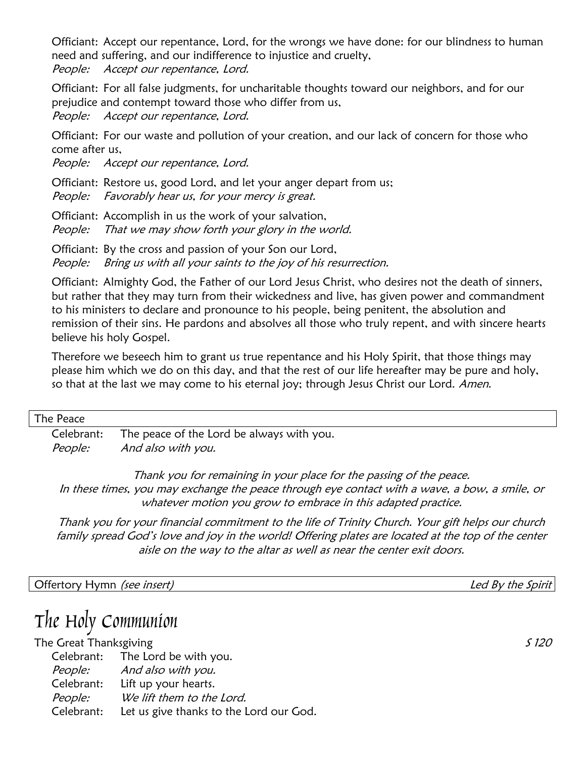Officiant: Accept our repentance, Lord, for the wrongs we have done: for our blindness to human need and suffering, and our indifference to injustice and cruelty,
*People: Accept our repentance, Lord.*

Officiant: For all false judgments, for uncharitable thoughts toward our neighbors, and for our prejudice and contempt toward those who differ from us,
*People: Accept our repentance, Lord.*

Officiant: For our waste and pollution of your creation, and our lack of concern for those who come after us,
*People: Accept our repentance, Lord.*

Officiant: Restore us, good Lord, and let your anger depart from us;
*People: Favorably hear us, for your mercy is great.*

Officiant: Accomplish in us the work of your salvation,
*People: That we may show forth your glory in the world.*

Officiant: By the cross and passion of your Son our Lord,
*People: Bring us with all your saints to the joy of his resurrection.*

Officiant: Almighty God, the Father of our Lord Jesus Christ, who desires not the death of sinners, but rather that they may turn from their wickedness and live, has given power and commandment to his ministers to declare and pronounce to his people, being penitent, the absolution and remission of their sins. He pardons and absolves all those who truly repent, and with sincere hearts believe his holy Gospel.

Therefore we beseech him to grant us true repentance and his Holy Spirit, that those things may please him which we do on this day, and that the rest of our life hereafter may be pure and holy, so that at the last we may come to his eternal joy; through Jesus Christ our Lord. *Amen.*

## The Peace

Celebrant: The peace of the Lord be always with you.
*People: And also with you.*

*Thank you for remaining in your place for the passing of the peace. In these times, you may exchange the peace through eye contact with a wave, a bow, a smile, or whatever motion you grow to embrace in this adapted practice.*

*Thank you for your financial commitment to the life of Trinity Church. Your gift helps our church family spread God's love and joy in the world! Offering plates are located at the top of the center aisle on the way to the altar as well as near the center exit doors.*

## Offertory Hymn *(see insert)* — *Led By the Spirit*

# The Holy Communion

## The Great Thanksgiving — *S 120*

Celebrant: The Lord be with you.
*People: And also with you.*
Celebrant: Lift up your hearts.
*People: We lift them to the Lord.*
Celebrant: Let us give thanks to the Lord our God.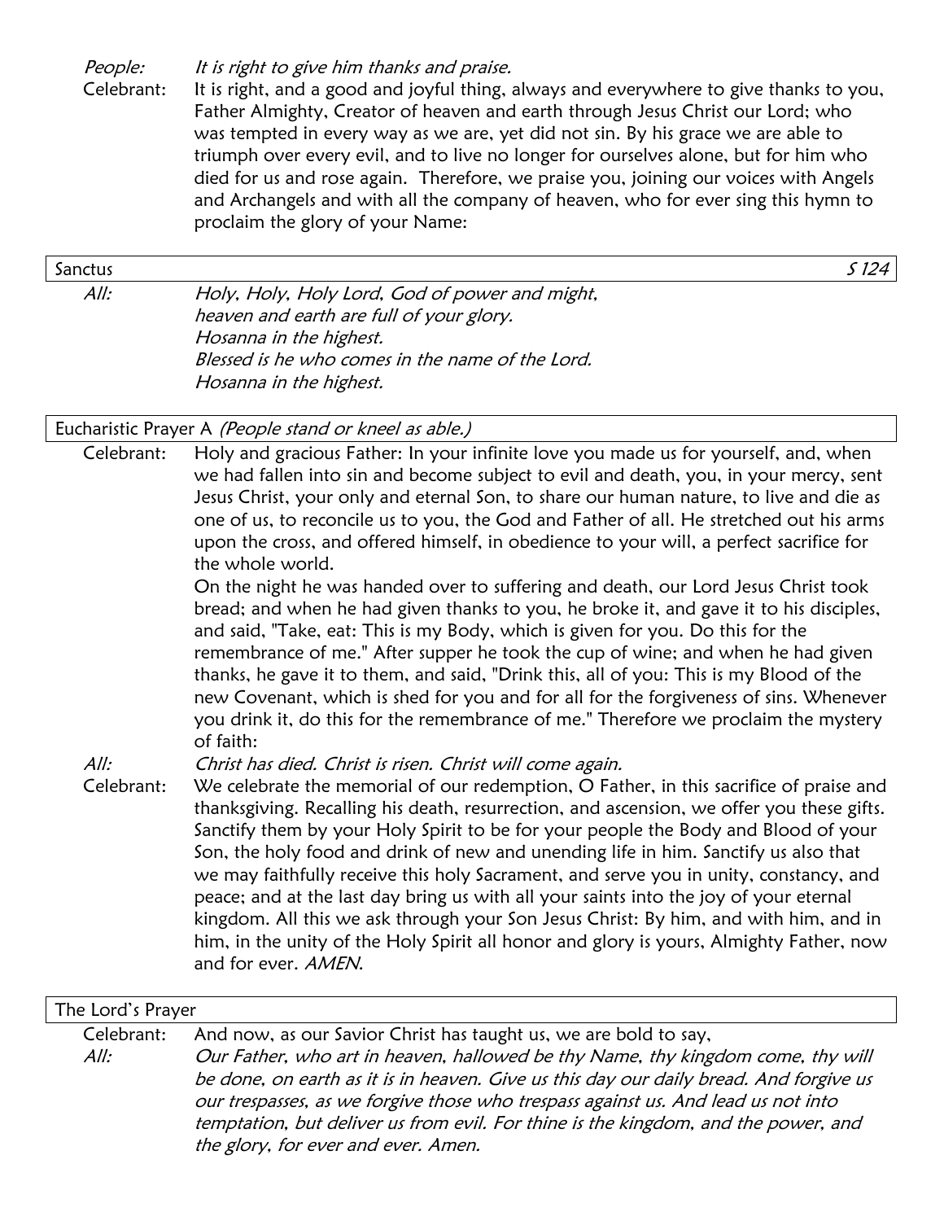*People:* *It is right to give him thanks and praise.*

Celebrant: It is right, and a good and joyful thing, always and everywhere to give thanks to you, Father Almighty, Creator of heaven and earth through Jesus Christ our Lord; who was tempted in every way as we are, yet did not sin. By his grace we are able to triumph over every evil, and to live no longer for ourselves alone, but for him who died for us and rose again. Therefore, we praise you, joining our voices with Angels and Archangels and with all the company of heaven, who for ever sing this hymn to proclaim the glory of your Name:

## Sanctus *S 124*

*All:* *Holy, Holy, Holy Lord, God of power and might,*
*heaven and earth are full of your glory.*
*Hosanna in the highest.*
*Blessed is he who comes in the name of the Lord.*
*Hosanna in the highest.*

## Eucharistic Prayer A *(People stand or kneel as able.)*

Celebrant: Holy and gracious Father: In your infinite love you made us for yourself, and, when we had fallen into sin and become subject to evil and death, you, in your mercy, sent Jesus Christ, your only and eternal Son, to share our human nature, to live and die as one of us, to reconcile us to you, the God and Father of all. He stretched out his arms upon the cross, and offered himself, in obedience to your will, a perfect sacrifice for the whole world.

On the night he was handed over to suffering and death, our Lord Jesus Christ took bread; and when he had given thanks to you, he broke it, and gave it to his disciples, and said, "Take, eat: This is my Body, which is given for you. Do this for the remembrance of me." After supper he took the cup of wine; and when he had given thanks, he gave it to them, and said, "Drink this, all of you: This is my Blood of the new Covenant, which is shed for you and for all for the forgiveness of sins. Whenever you drink it, do this for the remembrance of me." Therefore we proclaim the mystery of faith:

*All:* *Christ has died. Christ is risen. Christ will come again.*

Celebrant: We celebrate the memorial of our redemption, O Father, in this sacrifice of praise and thanksgiving. Recalling his death, resurrection, and ascension, we offer you these gifts. Sanctify them by your Holy Spirit to be for your people the Body and Blood of your Son, the holy food and drink of new and unending life in him. Sanctify us also that we may faithfully receive this holy Sacrament, and serve you in unity, constancy, and peace; and at the last day bring us with all your saints into the joy of your eternal kingdom. All this we ask through your Son Jesus Christ: By him, and with him, and in him, in the unity of the Holy Spirit all honor and glory is yours, Almighty Father, now and for ever. *AMEN.*

## The Lord's Prayer

Celebrant: And now, as our Savior Christ has taught us, we are bold to say,

*All:* *Our Father, who art in heaven, hallowed be thy Name, thy kingdom come, thy will be done, on earth as it is in heaven. Give us this day our daily bread. And forgive us our trespasses, as we forgive those who trespass against us. And lead us not into temptation, but deliver us from evil. For thine is the kingdom, and the power, and the glory, for ever and ever. Amen.*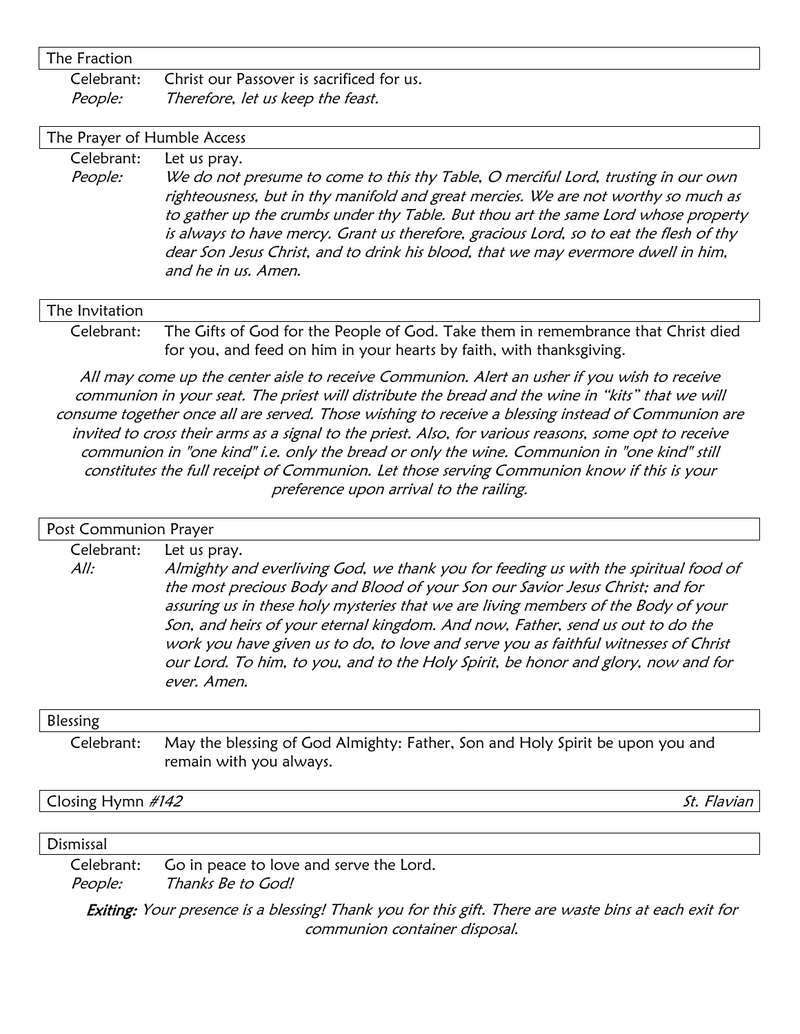## The Fraction

Celebrant: Christ our Passover is sacrificed for us.

*People: Therefore, let us keep the feast.*

## The Prayer of Humble Access

Celebrant: Let us pray.

*People: We do not presume to come to this thy Table, O merciful Lord, trusting in our own righteousness, but in thy manifold and great mercies. We are not worthy so much as to gather up the crumbs under thy Table. But thou art the same Lord whose property is always to have mercy. Grant us therefore, gracious Lord, so to eat the flesh of thy dear Son Jesus Christ, and to drink his blood, that we may evermore dwell in him, and he in us. Amen.*

## The Invitation

Celebrant: The Gifts of God for the People of God. Take them in remembrance that Christ died for you, and feed on him in your hearts by faith, with thanksgiving.

*All may come up the center aisle to receive Communion. Alert an usher if you wish to receive communion in your seat. The priest will distribute the bread and the wine in "kits" that we will consume together once all are served. Those wishing to receive a blessing instead of Communion are invited to cross their arms as a signal to the priest. Also, for various reasons, some opt to receive communion in "one kind" i.e. only the bread or only the wine. Communion in "one kind" still constitutes the full receipt of Communion. Let those serving Communion know if this is your preference upon arrival to the railing.*

## Post Communion Prayer

Celebrant: Let us pray.

*All: Almighty and everliving God, we thank you for feeding us with the spiritual food of the most precious Body and Blood of your Son our Savior Jesus Christ; and for assuring us in these holy mysteries that we are living members of the Body of your Son, and heirs of your eternal kingdom. And now, Father, send us out to do the work you have given us to do, to love and serve you as faithful witnesses of Christ our Lord. To him, to you, and to the Holy Spirit, be honor and glory, now and for ever. Amen.*

## Blessing

Celebrant: May the blessing of God Almighty: Father, Son and Holy Spirit be upon you and remain with you always.

## Closing Hymn *#142* — *St. Flavian*

## Dismissal

Celebrant: Go in peace to love and serve the Lord.

*People: Thanks Be to God!*

***Exiting:*** *Your presence is a blessing! Thank you for this gift. There are waste bins at each exit for communion container disposal.*